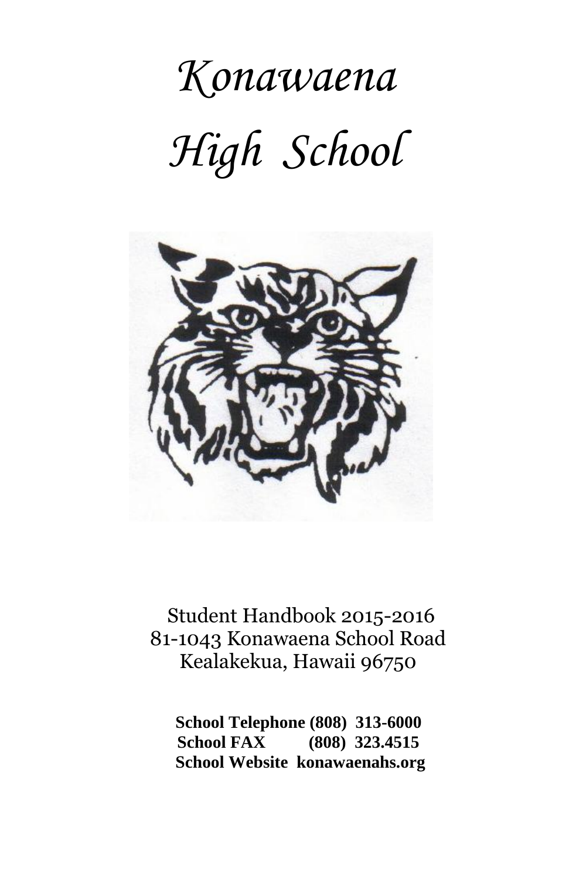# *Konawaena High School*

Student Handbook 2015-2016
81-1043 Konawaena School Road
Kealakekua, Hawaii 96750

**School Telephone (808) 313-6000**
**School FAX (808) 323.4515**
**School Website konawaenahs.org**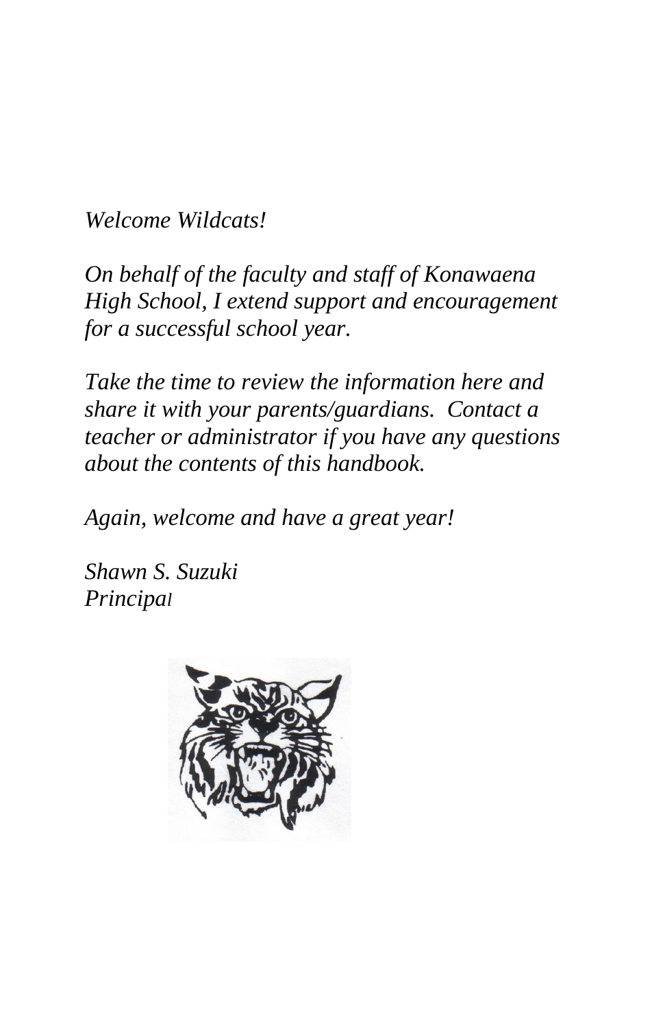*Welcome Wildcats!*

*On behalf of the faculty and staff of Konawaena High School, I extend support and encouragement for a successful school year.*

*Take the time to review the information here and share it with your parents/guardians. Contact a teacher or administrator if you have any questions about the contents of this handbook.*

*Again, welcome and have a great year!*

*Shawn S. Suzuki*
*Principal*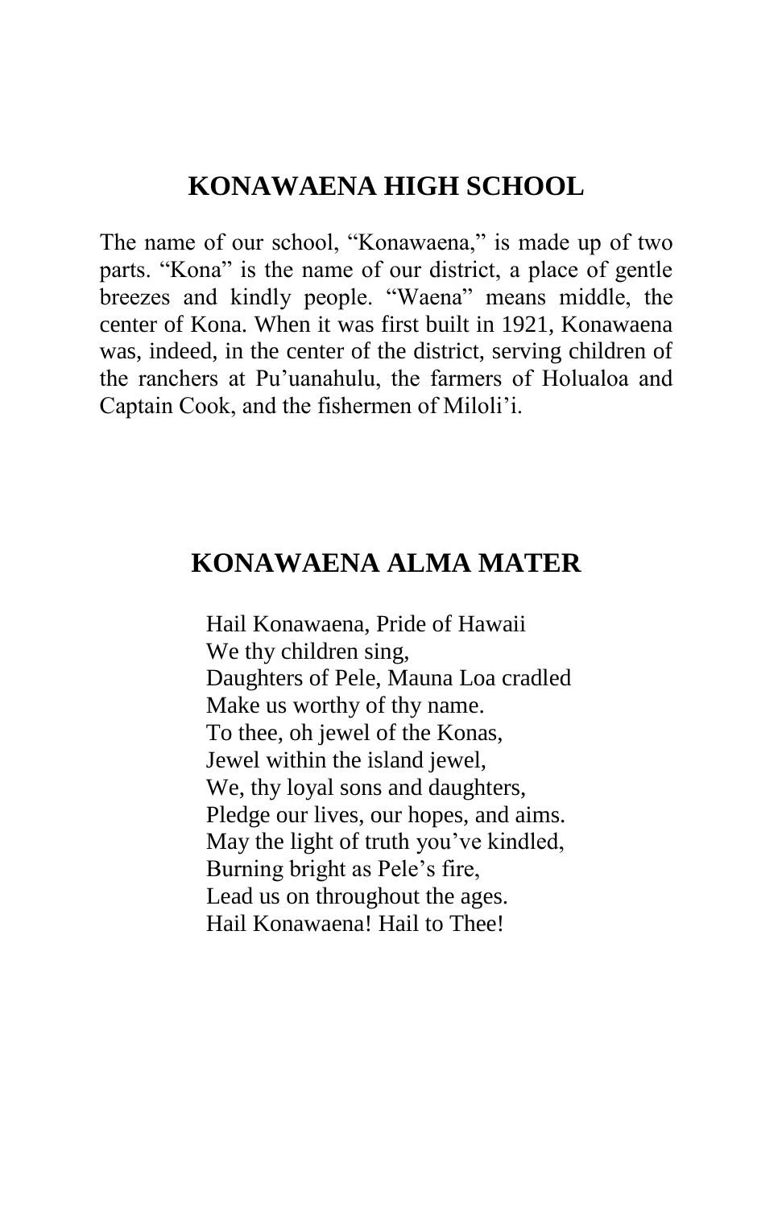## KONAWAENA HIGH SCHOOL

The name of our school, "Konawaena," is made up of two parts. "Kona" is the name of our district, a place of gentle breezes and kindly people. "Waena" means middle, the center of Kona. When it was first built in 1921, Konawaena was, indeed, in the center of the district, serving children of the ranchers at Pu'uanahulu, the farmers of Holualoa and Captain Cook, and the fishermen of Miloli'i.

## KONAWAENA ALMA MATER

Hail Konawaena, Pride of Hawaii  
We thy children sing,  
Daughters of Pele, Mauna Loa cradled  
Make us worthy of thy name.  
To thee, oh jewel of the Konas,  
Jewel within the island jewel,  
We, thy loyal sons and daughters,  
Pledge our lives, our hopes, and aims.  
May the light of truth you've kindled,  
Burning bright as Pele's fire,  
Lead us on throughout the ages.  
Hail Konawaena! Hail to Thee!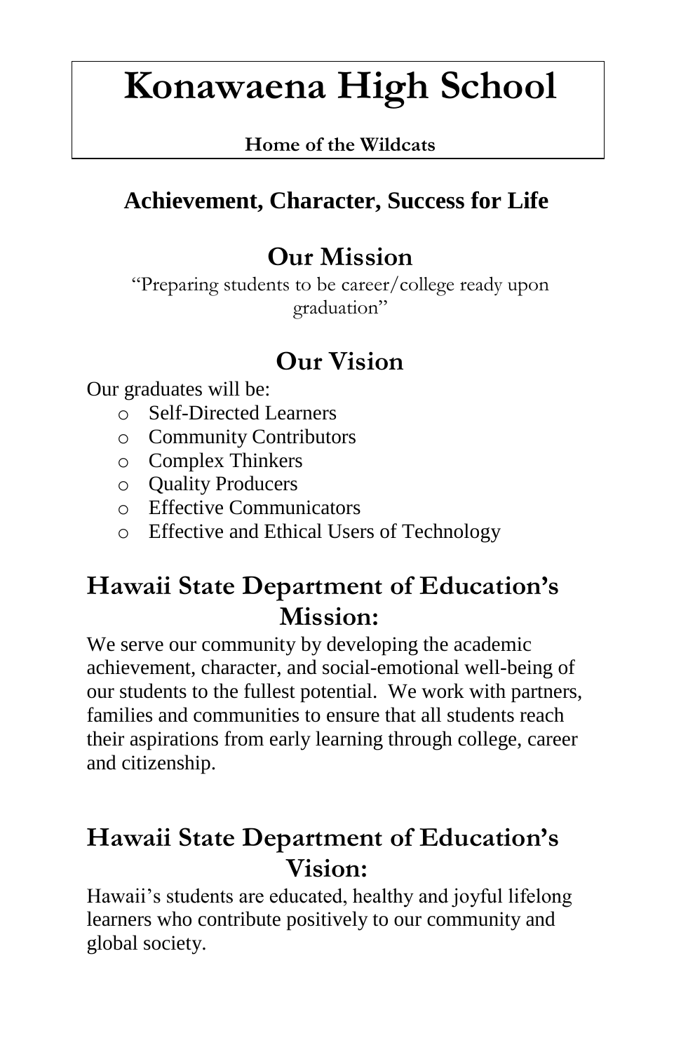# Konawaena High School

**Home of the Wildcats**

## Achievement, Character, Success for Life

## Our Mission

"Preparing students to be career/college ready upon graduation"

## Our Vision

Our graduates will be:

- Self-Directed Learners
- Community Contributors
- Complex Thinkers
- Quality Producers
- Effective Communicators
- Effective and Ethical Users of Technology

## Hawaii State Department of Education's Mission:

We serve our community by developing the academic achievement, character, and social-emotional well-being of our students to the fullest potential. We work with partners, families and communities to ensure that all students reach their aspirations from early learning through college, career and citizenship.

## Hawaii State Department of Education's Vision:

Hawaii's students are educated, healthy and joyful lifelong learners who contribute positively to our community and global society.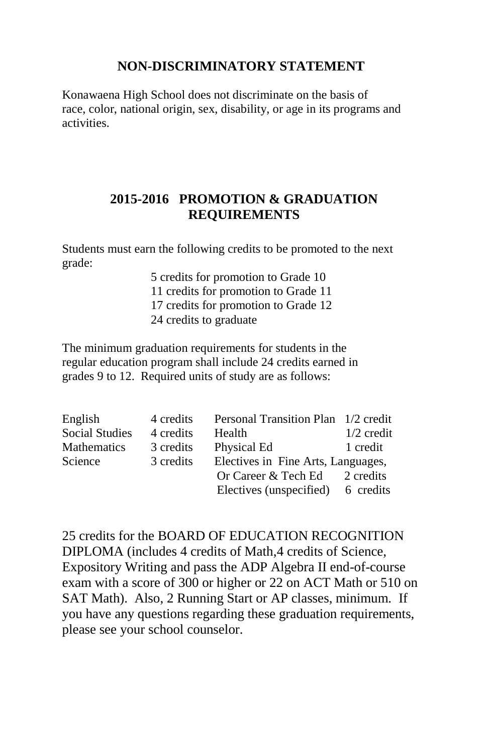## NON-DISCRIMINATORY STATEMENT

Konawaena High School does not discriminate on the basis of race, color, national origin, sex, disability, or age in its programs and activities.

## 2015-2016 PROMOTION & GRADUATION REQUIREMENTS

Students must earn the following credits to be promoted to the next grade:

- 5 credits for promotion to Grade 10
- 11 credits for promotion to Grade 11
- 17 credits for promotion to Grade 12
- 24 credits to graduate

The minimum graduation requirements for students in the regular education program shall include 24 credits earned in grades 9 to 12. Required units of study are as follows:

| | | | |
|---|---|---|---|
| English | 4 credits | Personal Transition Plan | 1/2 credit |
| Social Studies | 4 credits | Health | 1/2 credit |
| Mathematics | 3 credits | Physical Ed | 1 credit |
| Science | 3 credits | Electives in Fine Arts, Languages, Or Career & Tech Ed | 2 credits |
| | | Electives (unspecified) | 6 credits |

25 credits for the BOARD OF EDUCATION RECOGNITION DIPLOMA (includes 4 credits of Math,4 credits of Science, Expository Writing and pass the ADP Algebra II end-of-course exam with a score of 300 or higher or 22 on ACT Math or 510 on SAT Math). Also, 2 Running Start or AP classes, minimum. If you have any questions regarding these graduation requirements, please see your school counselor.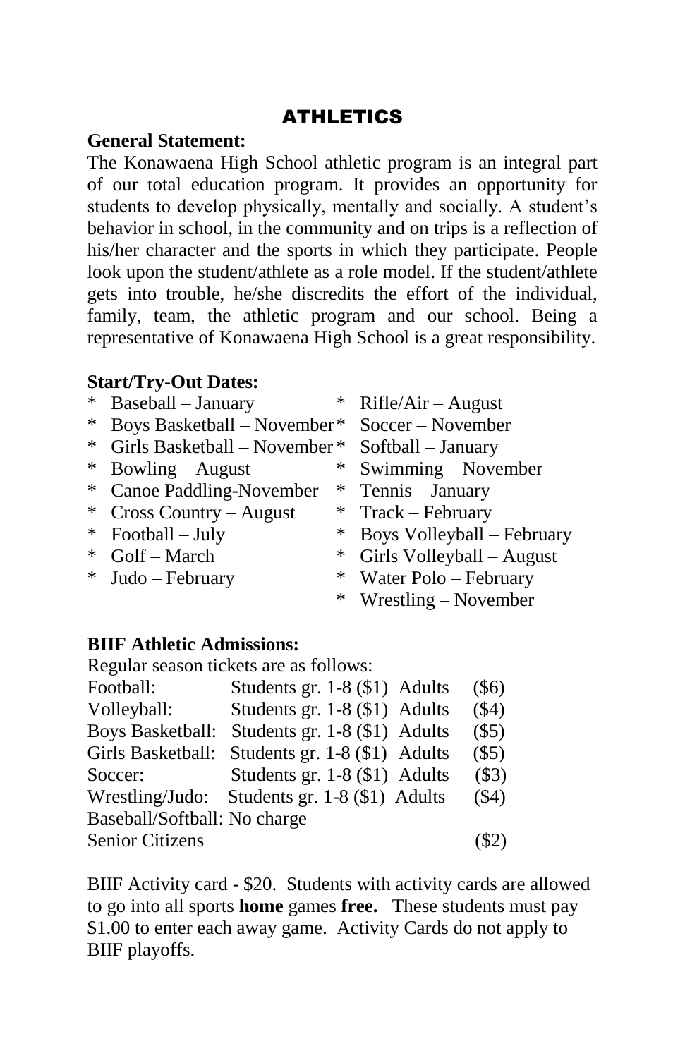# ATHLETICS

**General Statement:**

The Konawaena High School athletic program is an integral part of our total education program. It provides an opportunity for students to develop physically, mentally and socially. A student's behavior in school, in the community and on trips is a reflection of his/her character and the sports in which they participate. People look upon the student/athlete as a role model. If the student/athlete gets into trouble, he/she discredits the effort of the individual, family, team, the athletic program and our school. Being a representative of Konawaena High School is a great responsibility.

**Start/Try-Out Dates:**

* Baseball – January
* Boys Basketball – November
* Girls Basketball – November
* Bowling – August
* Canoe Paddling-November
* Cross Country – August
* Football – July
* Golf – March
* Judo – February
* Rifle/Air – August
* Soccer – November
* Softball – January
* Swimming – November
* Tennis – January
* Track – February
* Boys Volleyball – February
* Girls Volleyball – August
* Water Polo – February
* Wrestling – November

**BIIF Athletic Admissions:**

Regular season tickets are as follows:

| | | |
|---|---|---|
| Football: | Students gr. 1-8 ($1) Adults | ($6) |
| Volleyball: | Students gr. 1-8 ($1) Adults | ($4) |
| Boys Basketball: | Students gr. 1-8 ($1) Adults | ($5) |
| Girls Basketball: | Students gr. 1-8 ($1) Adults | ($5) |
| Soccer: | Students gr. 1-8 ($1) Adults | ($3) |
| Wrestling/Judo: | Students gr. 1-8 ($1) Adults | ($4) |
| Baseball/Softball: No charge | | |
| Senior Citizens | | ($2) |

BIIF Activity card - $20. Students with activity cards are allowed to go into all sports **home** games **free.** These students must pay $1.00 to enter each away game. Activity Cards do not apply to BIIF playoffs.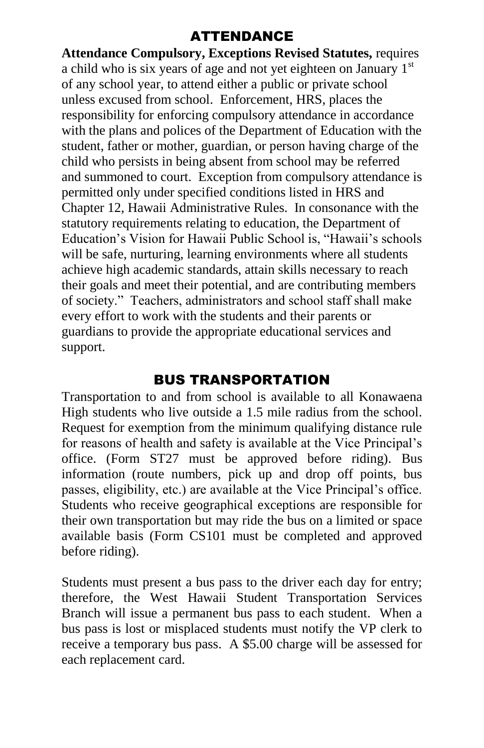## ATTENDANCE

**Attendance Compulsory, Exceptions Revised Statutes,** requires a child who is six years of age and not yet eighteen on January 1st of any school year, to attend either a public or private school unless excused from school. Enforcement, HRS, places the responsibility for enforcing compulsory attendance in accordance with the plans and polices of the Department of Education with the student, father or mother, guardian, or person having charge of the child who persists in being absent from school may be referred and summoned to court. Exception from compulsory attendance is permitted only under specified conditions listed in HRS and Chapter 12, Hawaii Administrative Rules. In consonance with the statutory requirements relating to education, the Department of Education's Vision for Hawaii Public School is, "Hawaii's schools will be safe, nurturing, learning environments where all students achieve high academic standards, attain skills necessary to reach their goals and meet their potential, and are contributing members of society." Teachers, administrators and school staff shall make every effort to work with the students and their parents or guardians to provide the appropriate educational services and support.

## BUS TRANSPORTATION

Transportation to and from school is available to all Konawaena High students who live outside a 1.5 mile radius from the school. Request for exemption from the minimum qualifying distance rule for reasons of health and safety is available at the Vice Principal's office. (Form ST27 must be approved before riding). Bus information (route numbers, pick up and drop off points, bus passes, eligibility, etc.) are available at the Vice Principal's office. Students who receive geographical exceptions are responsible for their own transportation but may ride the bus on a limited or space available basis (Form CS101 must be completed and approved before riding).

Students must present a bus pass to the driver each day for entry; therefore, the West Hawaii Student Transportation Services Branch will issue a permanent bus pass to each student. When a bus pass is lost or misplaced students must notify the VP clerk to receive a temporary bus pass. A $5.00 charge will be assessed for each replacement card.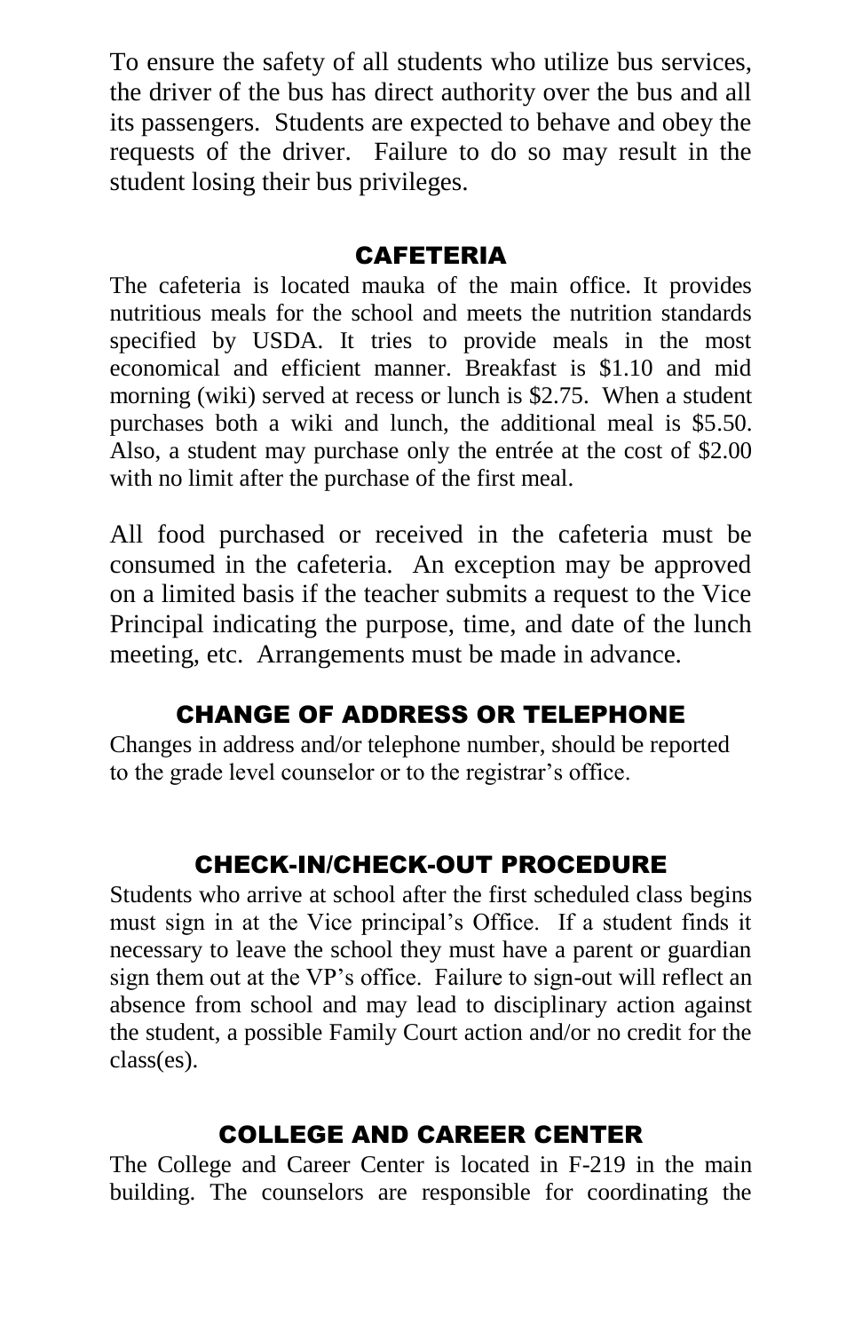To ensure the safety of all students who utilize bus services, the driver of the bus has direct authority over the bus and all its passengers. Students are expected to behave and obey the requests of the driver. Failure to do so may result in the student losing their bus privileges.

## CAFETERIA

The cafeteria is located mauka of the main office. It provides nutritious meals for the school and meets the nutrition standards specified by USDA. It tries to provide meals in the most economical and efficient manner. Breakfast is $1.10 and mid morning (wiki) served at recess or lunch is $2.75. When a student purchases both a wiki and lunch, the additional meal is $5.50. Also, a student may purchase only the entrée at the cost of $2.00 with no limit after the purchase of the first meal.

All food purchased or received in the cafeteria must be consumed in the cafeteria. An exception may be approved on a limited basis if the teacher submits a request to the Vice Principal indicating the purpose, time, and date of the lunch meeting, etc. Arrangements must be made in advance.

## CHANGE OF ADDRESS OR TELEPHONE

Changes in address and/or telephone number, should be reported to the grade level counselor or to the registrar's office.

## CHECK-IN/CHECK-OUT PROCEDURE

Students who arrive at school after the first scheduled class begins must sign in at the Vice principal's Office. If a student finds it necessary to leave the school they must have a parent or guardian sign them out at the VP's office. Failure to sign-out will reflect an absence from school and may lead to disciplinary action against the student, a possible Family Court action and/or no credit for the class(es).

## COLLEGE AND CAREER CENTER

The College and Career Center is located in F-219 in the main building. The counselors are responsible for coordinating the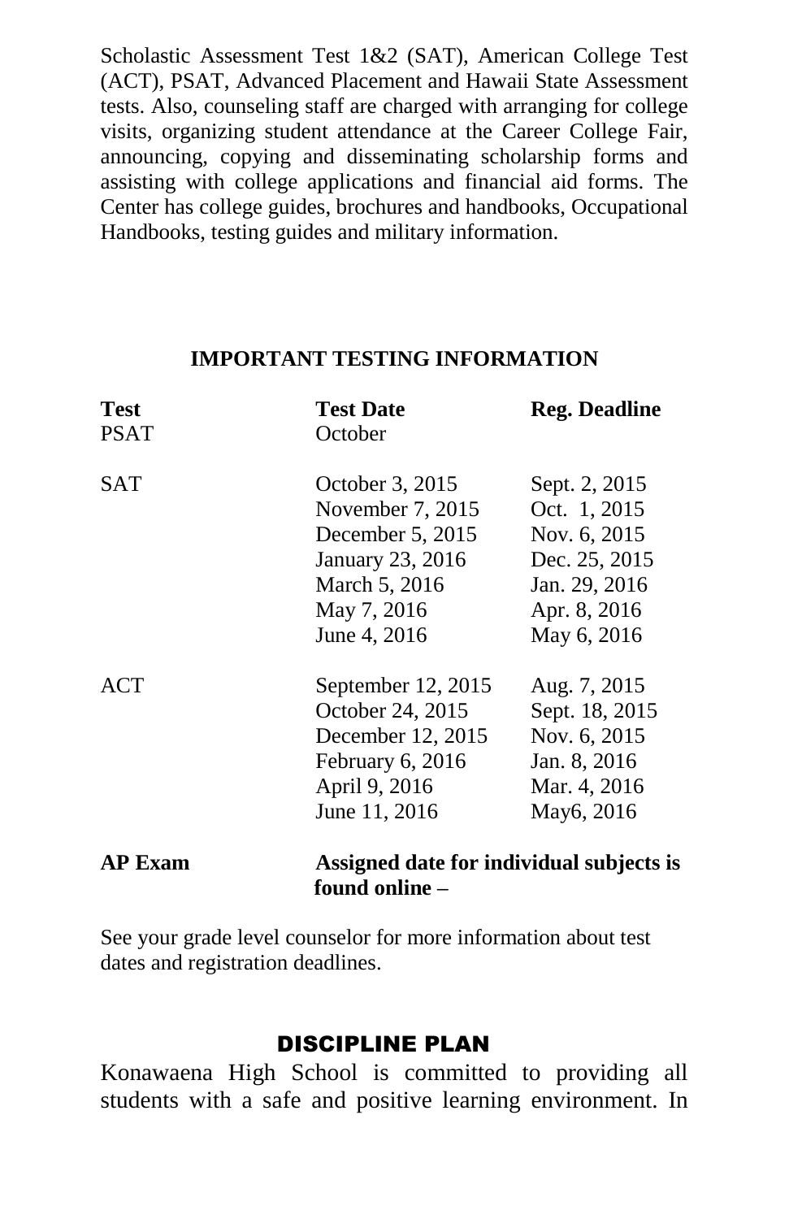Scholastic Assessment Test 1&2 (SAT), American College Test (ACT), PSAT, Advanced Placement and Hawaii State Assessment tests. Also, counseling staff are charged with arranging for college visits, organizing student attendance at the Career College Fair, announcing, copying and disseminating scholarship forms and assisting with college applications and financial aid forms. The Center has college guides, brochures and handbooks, Occupational Handbooks, testing guides and military information.

## IMPORTANT TESTING INFORMATION

| **Test** | **Test Date** | **Reg. Deadline** |
|---|---|---|
| PSAT | October | |
| SAT | October 3, 2015 | Sept. 2, 2015 |
| | November 7, 2015 | Oct. 1, 2015 |
| | December 5, 2015 | Nov. 6, 2015 |
| | January 23, 2016 | Dec. 25, 2015 |
| | March 5, 2016 | Jan. 29, 2016 |
| | May 7, 2016 | Apr. 8, 2016 |
| | June 4, 2016 | May 6, 2016 |
| ACT | September 12, 2015 | Aug. 7, 2015 |
| | October 24, 2015 | Sept. 18, 2015 |
| | December 12, 2015 | Nov. 6, 2015 |
| | February 6, 2016 | Jan. 8, 2016 |
| | April 9, 2016 | Mar. 4, 2016 |
| | June 11, 2016 | May6, 2016 |
| **AP Exam** | **Assigned date for individual subjects is found online –** | |

See your grade level counselor for more information about test dates and registration deadlines.

## DISCIPLINE PLAN

Konawaena High School is committed to providing all students with a safe and positive learning environment. In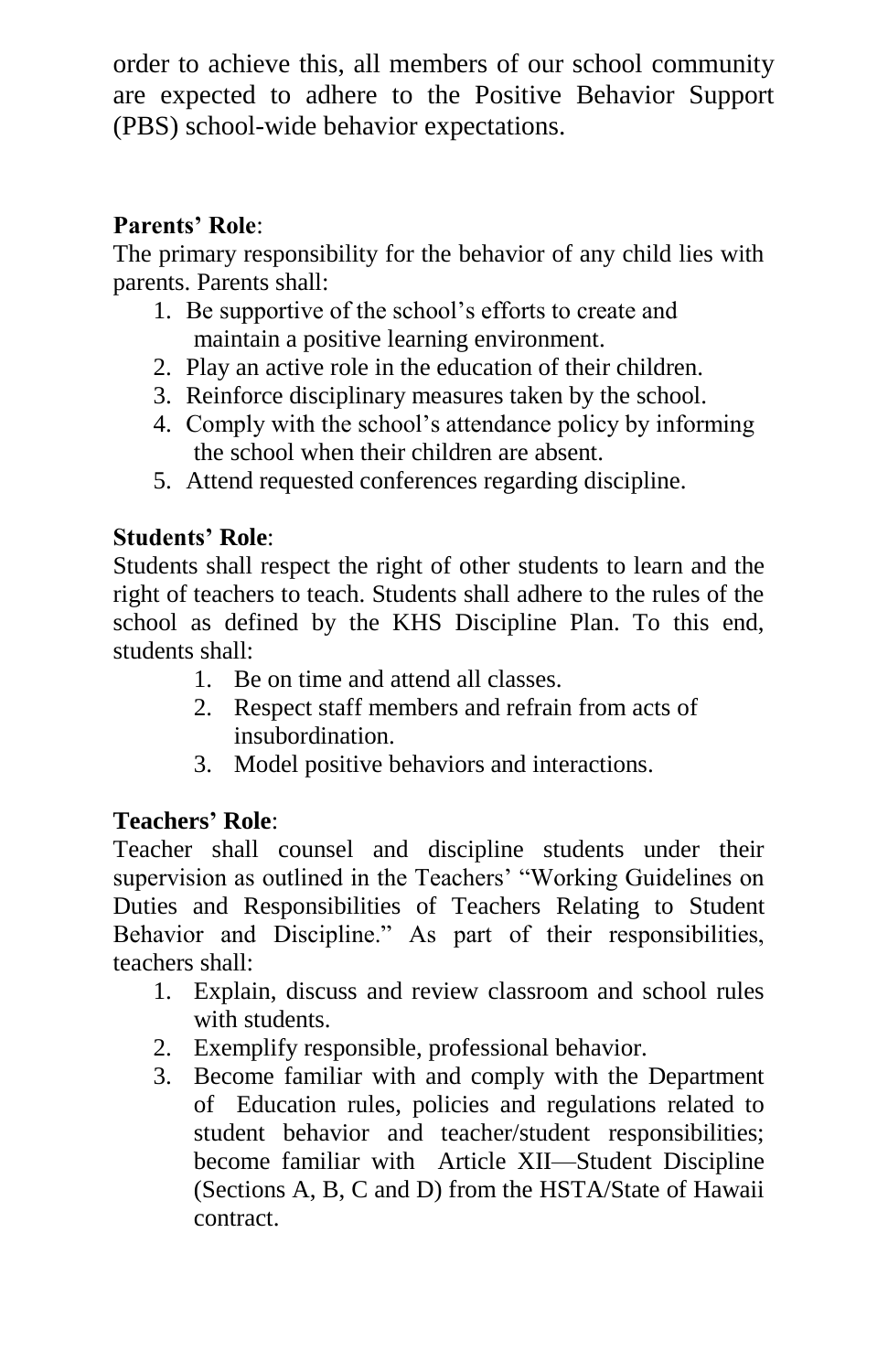order to achieve this, all members of our school community are expected to adhere to the Positive Behavior Support (PBS) school-wide behavior expectations.

**Parents' Role**:

The primary responsibility for the behavior of any child lies with parents. Parents shall:

1. Be supportive of the school's efforts to create and maintain a positive learning environment.
2. Play an active role in the education of their children.
3. Reinforce disciplinary measures taken by the school.
4. Comply with the school's attendance policy by informing the school when their children are absent.
5. Attend requested conferences regarding discipline.

**Students' Role**:

Students shall respect the right of other students to learn and the right of teachers to teach. Students shall adhere to the rules of the school as defined by the KHS Discipline Plan. To this end, students shall:

1. Be on time and attend all classes.
2. Respect staff members and refrain from acts of insubordination.
3. Model positive behaviors and interactions.

**Teachers' Role**:

Teacher shall counsel and discipline students under their supervision as outlined in the Teachers' "Working Guidelines on Duties and Responsibilities of Teachers Relating to Student Behavior and Discipline." As part of their responsibilities, teachers shall:

1. Explain, discuss and review classroom and school rules with students.
2. Exemplify responsible, professional behavior.
3. Become familiar with and comply with the Department of Education rules, policies and regulations related to student behavior and teacher/student responsibilities; become familiar with Article XII—Student Discipline (Sections A, B, C and D) from the HSTA/State of Hawaii contract.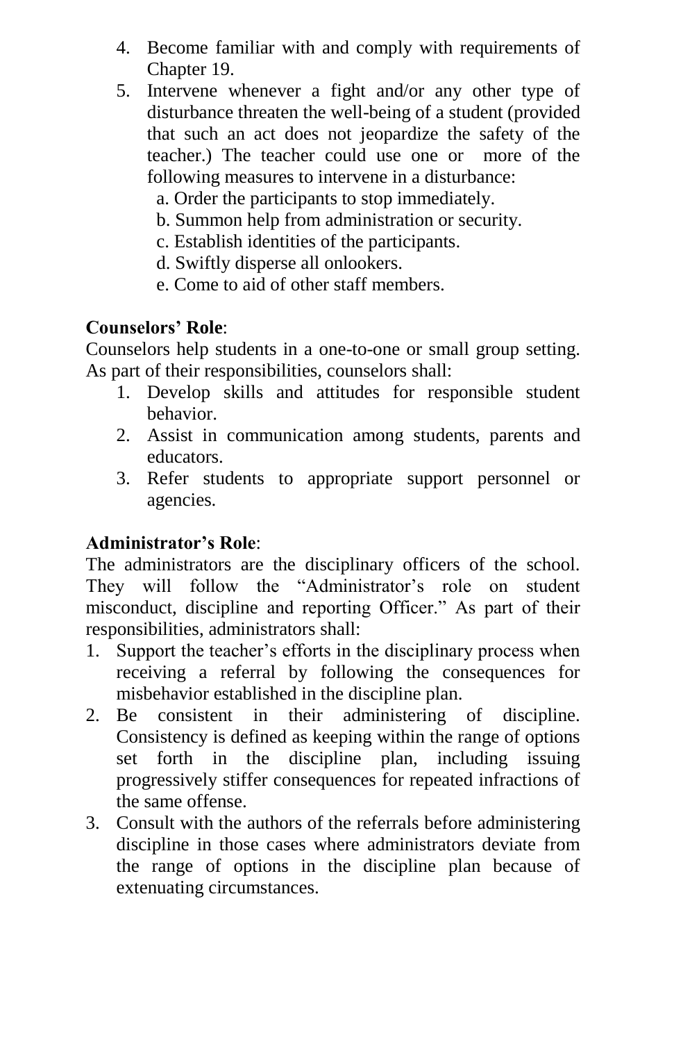4. Become familiar with and comply with requirements of Chapter 19.
5. Intervene whenever a fight and/or any other type of disturbance threaten the well-being of a student (provided that such an act does not jeopardize the safety of the teacher.) The teacher could use one or more of the following measures to intervene in a disturbance:
   a. Order the participants to stop immediately.
   b. Summon help from administration or security.
   c. Establish identities of the participants.
   d. Swiftly disperse all onlookers.
   e. Come to aid of other staff members.

**Counselors' Role**:

Counselors help students in a one-to-one or small group setting. As part of their responsibilities, counselors shall:

1. Develop skills and attitudes for responsible student behavior.
2. Assist in communication among students, parents and educators.
3. Refer students to appropriate support personnel or agencies.

**Administrator's Role**:

The administrators are the disciplinary officers of the school. They will follow the "Administrator's role on student misconduct, discipline and reporting Officer." As part of their responsibilities, administrators shall:

1. Support the teacher's efforts in the disciplinary process when receiving a referral by following the consequences for misbehavior established in the discipline plan.
2. Be consistent in their administering of discipline. Consistency is defined as keeping within the range of options set forth in the discipline plan, including issuing progressively stiffer consequences for repeated infractions of the same offense.
3. Consult with the authors of the referrals before administering discipline in those cases where administrators deviate from the range of options in the discipline plan because of extenuating circumstances.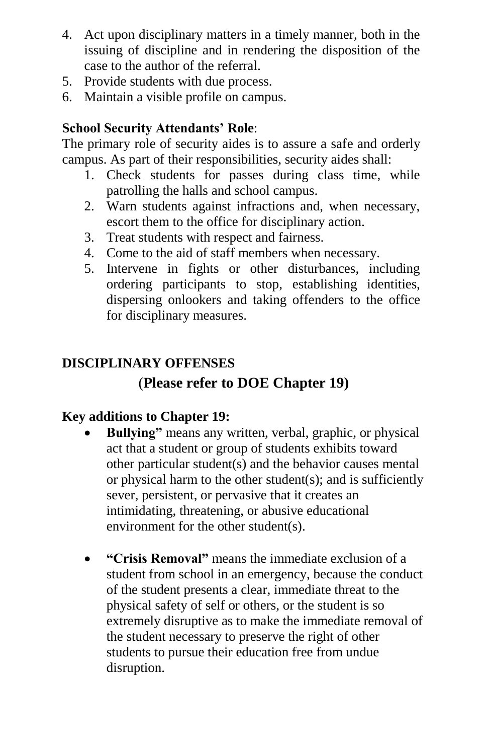4. Act upon disciplinary matters in a timely manner, both in the issuing of discipline and in rendering the disposition of the case to the author of the referral.
5. Provide students with due process.
6. Maintain a visible profile on campus.

**School Security Attendants' Role**:

The primary role of security aides is to assure a safe and orderly campus. As part of their responsibilities, security aides shall:

1. Check students for passes during class time, while patrolling the halls and school campus.
2. Warn students against infractions and, when necessary, escort them to the office for disciplinary action.
3. Treat students with respect and fairness.
4. Come to the aid of staff members when necessary.
5. Intervene in fights or other disturbances, including ordering participants to stop, establishing identities, dispersing onlookers and taking offenders to the office for disciplinary measures.

## DISCIPLINARY OFFENSES

### (Please refer to DOE Chapter 19)

**Key additions to Chapter 19:**

- **Bullying"** means any written, verbal, graphic, or physical act that a student or group of students exhibits toward other particular student(s) and the behavior causes mental or physical harm to the other student(s); and is sufficiently sever, persistent, or pervasive that it creates an intimidating, threatening, or abusive educational environment for the other student(s).

- **"Crisis Removal"** means the immediate exclusion of a student from school in an emergency, because the conduct of the student presents a clear, immediate threat to the physical safety of self or others, or the student is so extremely disruptive as to make the immediate removal of the student necessary to preserve the right of other students to pursue their education free from undue disruption.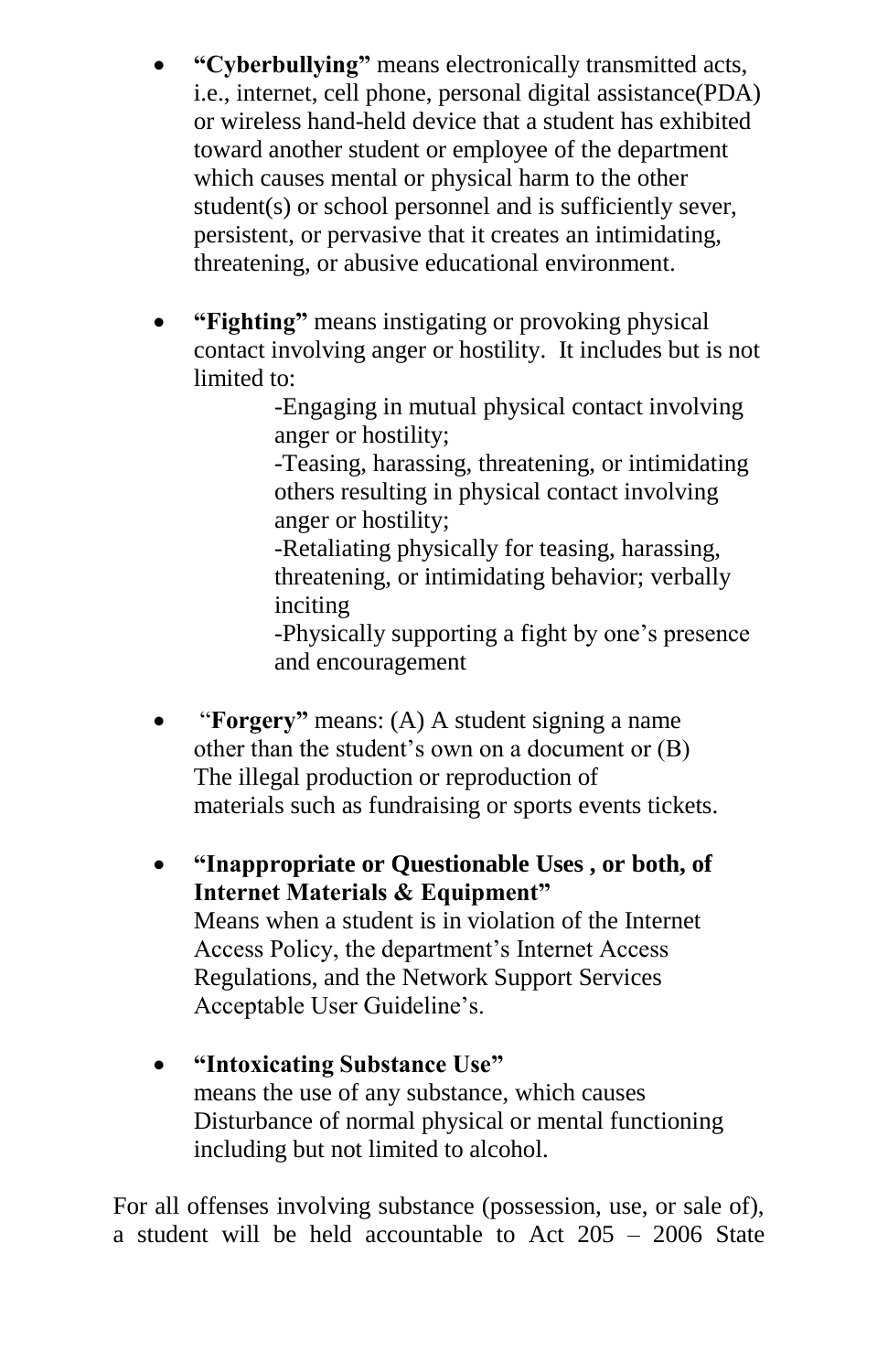- **"Cyberbullying"** means electronically transmitted acts, i.e., internet, cell phone, personal digital assistance(PDA) or wireless hand-held device that a student has exhibited toward another student or employee of the department which causes mental or physical harm to the other student(s) or school personnel and is sufficiently sever, persistent, or pervasive that it creates an intimidating, threatening, or abusive educational environment.

- **"Fighting"** means instigating or provoking physical contact involving anger or hostility. It includes but is not limited to:

  -Engaging in mutual physical contact involving anger or hostility;
  -Teasing, harassing, threatening, or intimidating others resulting in physical contact involving anger or hostility;
  -Retaliating physically for teasing, harassing, threatening, or intimidating behavior; verbally inciting
  -Physically supporting a fight by one's presence and encouragement

- "**Forgery"** means: (A) A student signing a name other than the student's own on a document or (B) The illegal production or reproduction of materials such as fundraising or sports events tickets.

- **"Inappropriate or Questionable Uses , or both, of Internet Materials & Equipment"**
  Means when a student is in violation of the Internet Access Policy, the department's Internet Access Regulations, and the Network Support Services Acceptable User Guideline's.

- **"Intoxicating Substance Use"**
  means the use of any substance, which causes Disturbance of normal physical or mental functioning including but not limited to alcohol.

For all offenses involving substance (possession, use, or sale of), a student will be held accountable to Act 205 – 2006 State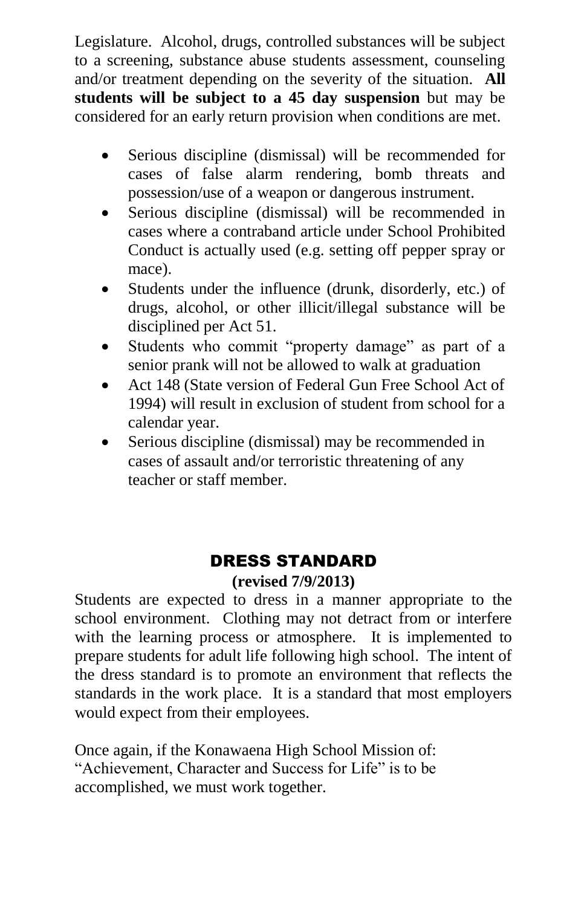Legislature. Alcohol, drugs, controlled substances will be subject to a screening, substance abuse students assessment, counseling and/or treatment depending on the severity of the situation. **All students will be subject to a 45 day suspension** but may be considered for an early return provision when conditions are met.

- Serious discipline (dismissal) will be recommended for cases of false alarm rendering, bomb threats and possession/use of a weapon or dangerous instrument.
- Serious discipline (dismissal) will be recommended in cases where a contraband article under School Prohibited Conduct is actually used (e.g. setting off pepper spray or mace).
- Students under the influence (drunk, disorderly, etc.) of drugs, alcohol, or other illicit/illegal substance will be disciplined per Act 51.
- Students who commit "property damage" as part of a senior prank will not be allowed to walk at graduation
- Act 148 (State version of Federal Gun Free School Act of 1994) will result in exclusion of student from school for a calendar year.
- Serious discipline (dismissal) may be recommended in cases of assault and/or terroristic threatening of any teacher or staff member.

## DRESS STANDARD

**(revised 7/9/2013)**

Students are expected to dress in a manner appropriate to the school environment. Clothing may not detract from or interfere with the learning process or atmosphere. It is implemented to prepare students for adult life following high school. The intent of the dress standard is to promote an environment that reflects the standards in the work place. It is a standard that most employers would expect from their employees.

Once again, if the Konawaena High School Mission of: "Achievement, Character and Success for Life" is to be accomplished, we must work together.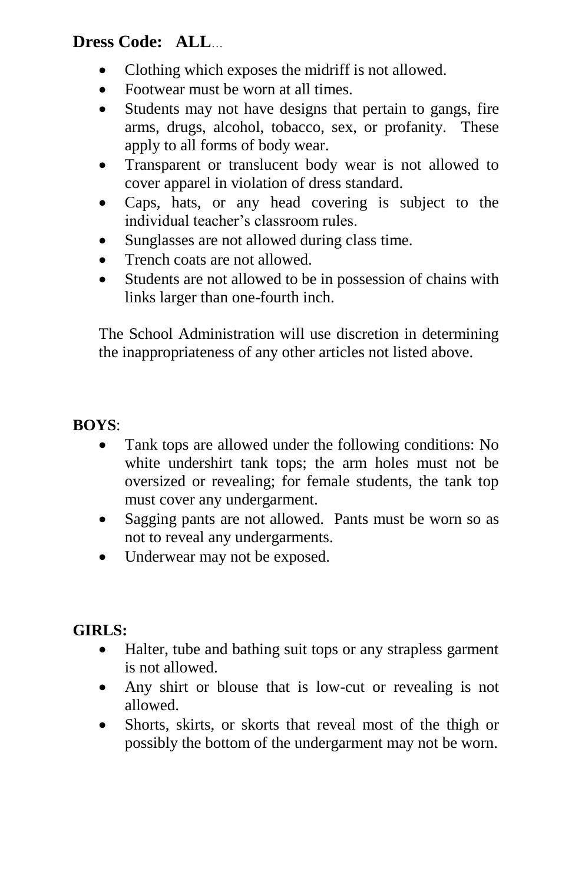**Dress Code: ALL...**

- Clothing which exposes the midriff is not allowed.
- Footwear must be worn at all times.
- Students may not have designs that pertain to gangs, fire arms, drugs, alcohol, tobacco, sex, or profanity. These apply to all forms of body wear.
- Transparent or translucent body wear is not allowed to cover apparel in violation of dress standard.
- Caps, hats, or any head covering is subject to the individual teacher's classroom rules.
- Sunglasses are not allowed during class time.
- Trench coats are not allowed.
- Students are not allowed to be in possession of chains with links larger than one-fourth inch.

The School Administration will use discretion in determining the inappropriateness of any other articles not listed above.

**BOYS**:

- Tank tops are allowed under the following conditions: No white undershirt tank tops; the arm holes must not be oversized or revealing; for female students, the tank top must cover any undergarment.
- Sagging pants are not allowed. Pants must be worn so as not to reveal any undergarments.
- Underwear may not be exposed.

**GIRLS:**

- Halter, tube and bathing suit tops or any strapless garment is not allowed.
- Any shirt or blouse that is low-cut or revealing is not allowed.
- Shorts, skirts, or skorts that reveal most of the thigh or possibly the bottom of the undergarment may not be worn.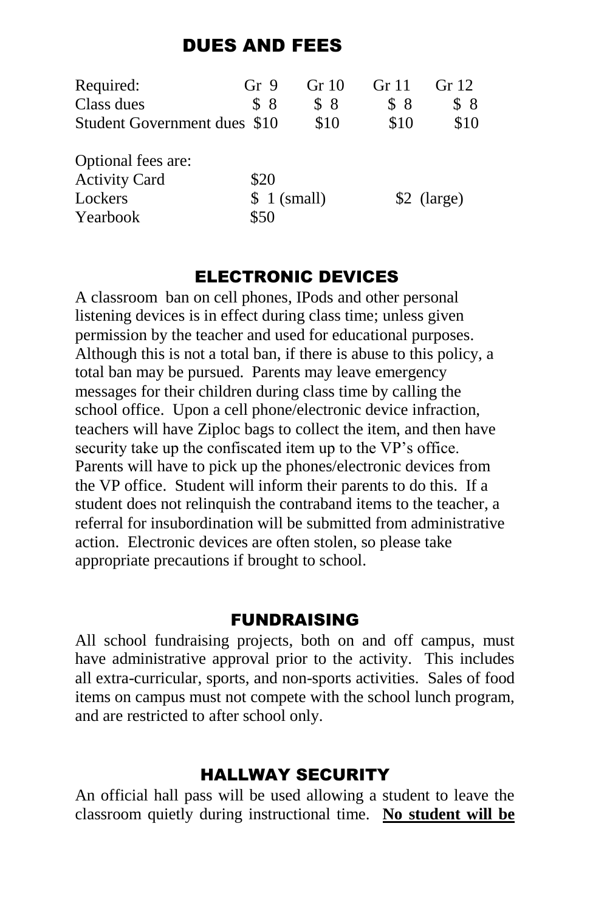## DUES AND FEES

| Required: | Gr 9 | Gr 10 | Gr 11 | Gr 12 |
|---|---|---|---|---|
| Class dues | $ 8 | $ 8 | $ 8 | $ 8 |
| Student Government dues | $10 | $10 | $10 | $10 |

| Optional fees are: | | |
|---|---|---|
| Activity Card | $20 | |
| Lockers | $ 1 (small) | $2 (large) |
| Yearbook | $50 | |

## ELECTRONIC DEVICES

A classroom ban on cell phones, IPods and other personal listening devices is in effect during class time; unless given permission by the teacher and used for educational purposes. Although this is not a total ban, if there is abuse to this policy, a total ban may be pursued. Parents may leave emergency messages for their children during class time by calling the school office. Upon a cell phone/electronic device infraction, teachers will have Ziploc bags to collect the item, and then have security take up the confiscated item up to the VP's office. Parents will have to pick up the phones/electronic devices from the VP office. Student will inform their parents to do this. If a student does not relinquish the contraband items to the teacher, a referral for insubordination will be submitted from administrative action. Electronic devices are often stolen, so please take appropriate precautions if brought to school.

## FUNDRAISING

All school fundraising projects, both on and off campus, must have administrative approval prior to the activity. This includes all extra-curricular, sports, and non-sports activities. Sales of food items on campus must not compete with the school lunch program, and are restricted to after school only.

## HALLWAY SECURITY

An official hall pass will be used allowing a student to leave the classroom quietly during instructional time. **No student will be**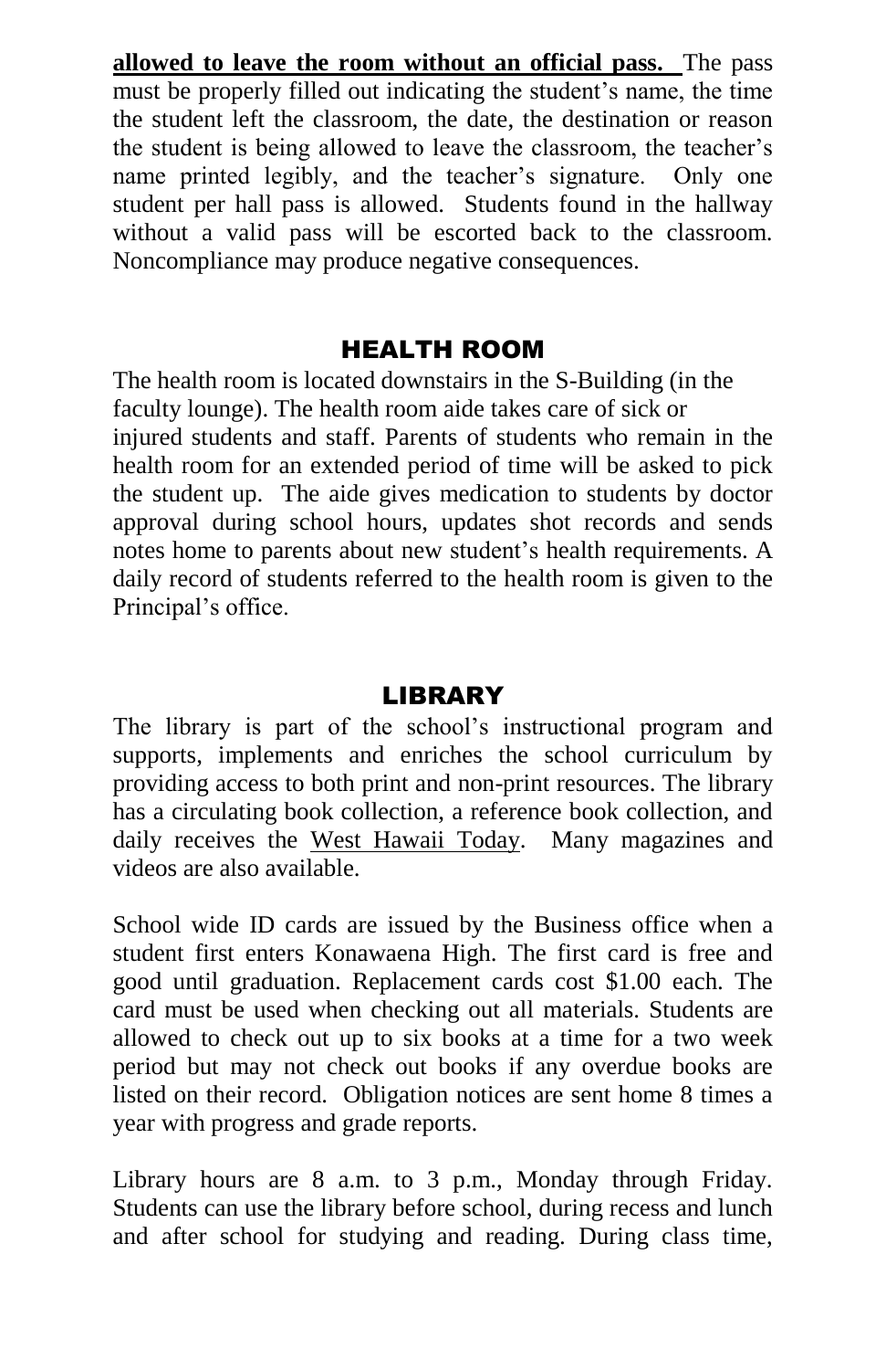**allowed to leave the room without an official pass.** The pass must be properly filled out indicating the student's name, the time the student left the classroom, the date, the destination or reason the student is being allowed to leave the classroom, the teacher's name printed legibly, and the teacher's signature. Only one student per hall pass is allowed. Students found in the hallway without a valid pass will be escorted back to the classroom. Noncompliance may produce negative consequences.

## HEALTH ROOM

The health room is located downstairs in the S-Building (in the faculty lounge). The health room aide takes care of sick or injured students and staff. Parents of students who remain in the health room for an extended period of time will be asked to pick the student up. The aide gives medication to students by doctor approval during school hours, updates shot records and sends notes home to parents about new student's health requirements. A daily record of students referred to the health room is given to the Principal's office.

## LIBRARY

The library is part of the school's instructional program and supports, implements and enriches the school curriculum by providing access to both print and non-print resources. The library has a circulating book collection, a reference book collection, and daily receives the West Hawaii Today. Many magazines and videos are also available.

School wide ID cards are issued by the Business office when a student first enters Konawaena High. The first card is free and good until graduation. Replacement cards cost $1.00 each. The card must be used when checking out all materials. Students are allowed to check out up to six books at a time for a two week period but may not check out books if any overdue books are listed on their record. Obligation notices are sent home 8 times a year with progress and grade reports.

Library hours are 8 a.m. to 3 p.m., Monday through Friday. Students can use the library before school, during recess and lunch and after school for studying and reading. During class time,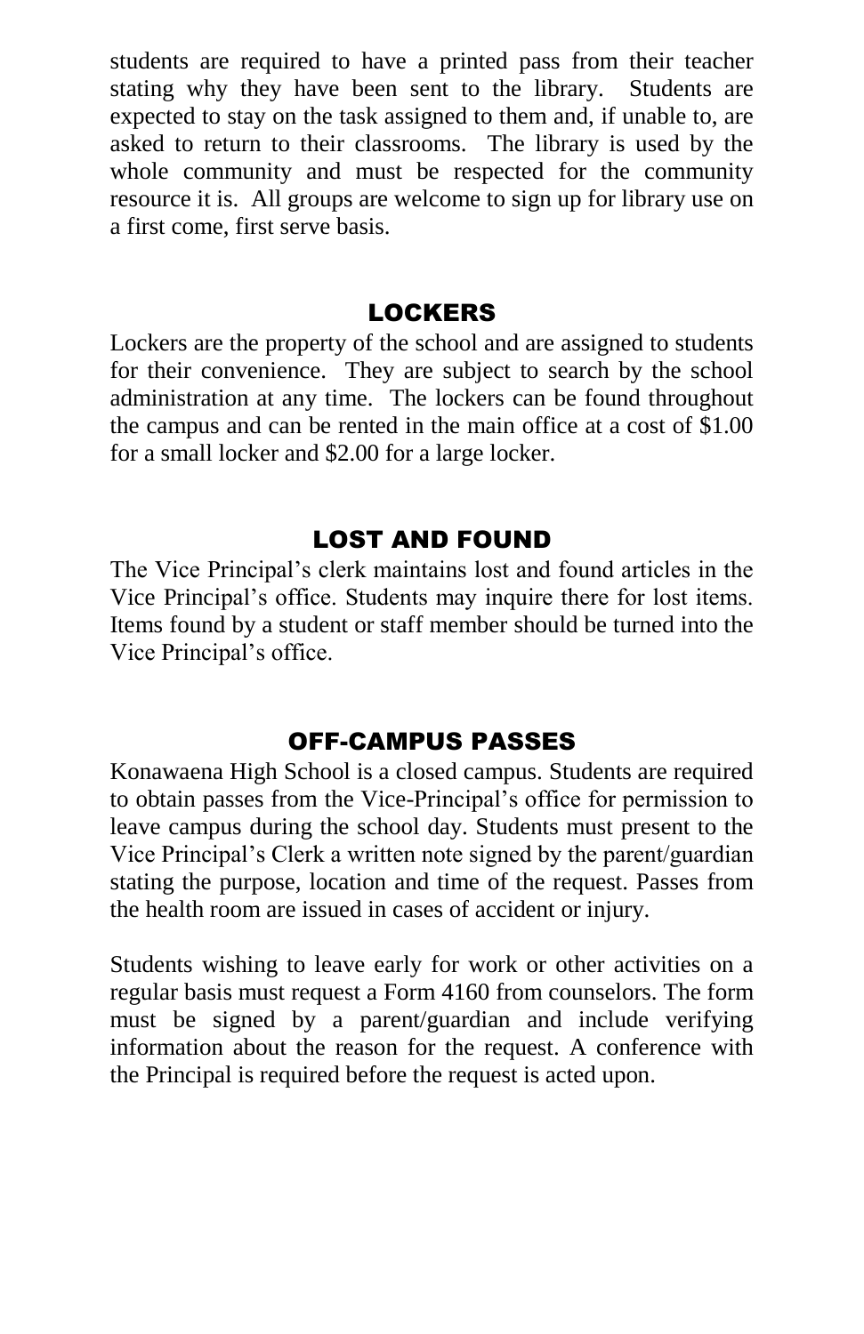students are required to have a printed pass from their teacher stating why they have been sent to the library. Students are expected to stay on the task assigned to them and, if unable to, are asked to return to their classrooms. The library is used by the whole community and must be respected for the community resource it is. All groups are welcome to sign up for library use on a first come, first serve basis.

## LOCKERS

Lockers are the property of the school and are assigned to students for their convenience. They are subject to search by the school administration at any time. The lockers can be found throughout the campus and can be rented in the main office at a cost of $1.00 for a small locker and $2.00 for a large locker.

## LOST AND FOUND

The Vice Principal's clerk maintains lost and found articles in the Vice Principal's office. Students may inquire there for lost items. Items found by a student or staff member should be turned into the Vice Principal's office.

## OFF-CAMPUS PASSES

Konawaena High School is a closed campus. Students are required to obtain passes from the Vice-Principal's office for permission to leave campus during the school day. Students must present to the Vice Principal's Clerk a written note signed by the parent/guardian stating the purpose, location and time of the request. Passes from the health room are issued in cases of accident or injury.

Students wishing to leave early for work or other activities on a regular basis must request a Form 4160 from counselors. The form must be signed by a parent/guardian and include verifying information about the reason for the request. A conference with the Principal is required before the request is acted upon.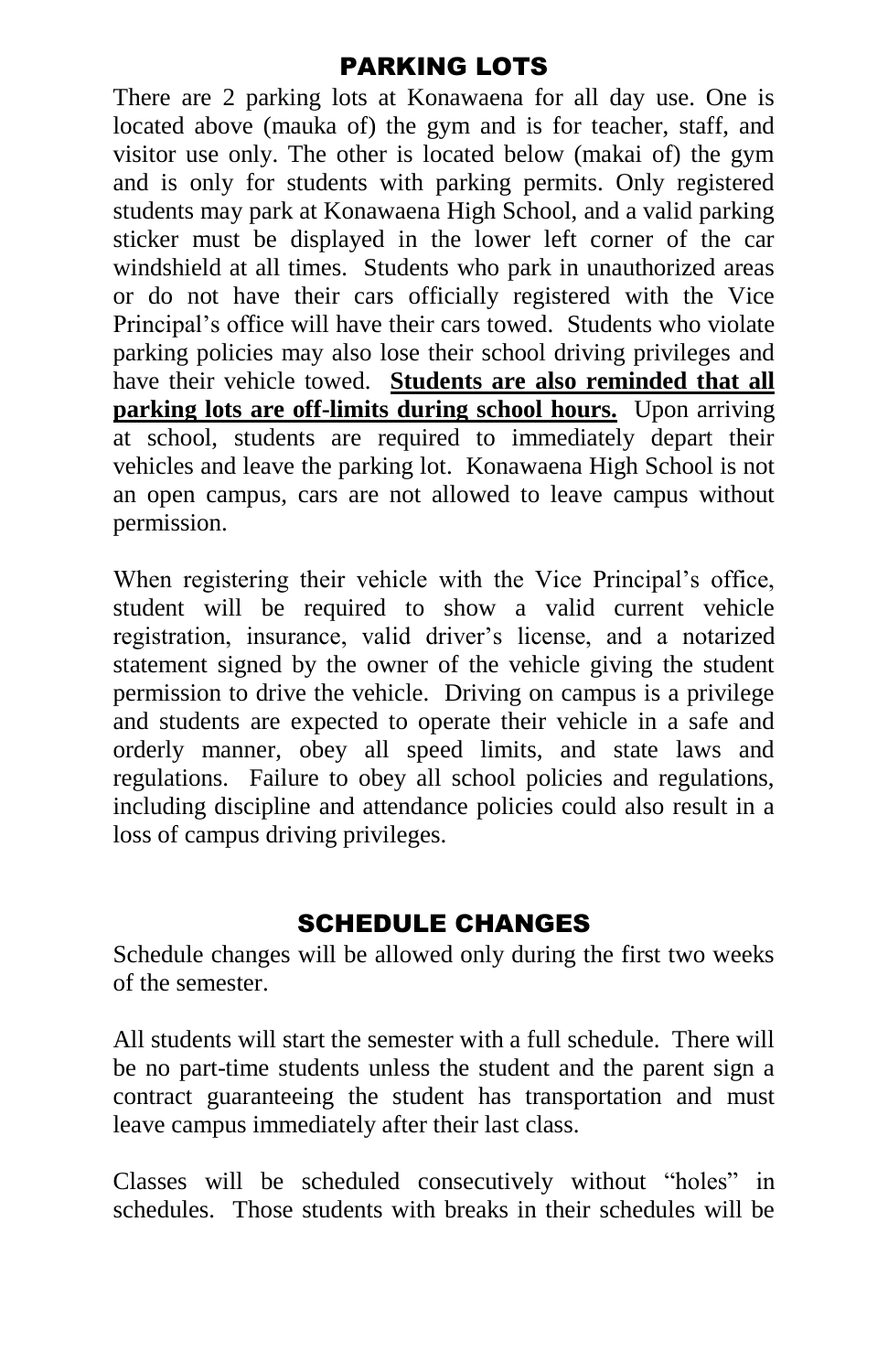## PARKING LOTS

There are 2 parking lots at Konawaena for all day use. One is located above (mauka of) the gym and is for teacher, staff, and visitor use only. The other is located below (makai of) the gym and is only for students with parking permits. Only registered students may park at Konawaena High School, and a valid parking sticker must be displayed in the lower left corner of the car windshield at all times. Students who park in unauthorized areas or do not have their cars officially registered with the Vice Principal's office will have their cars towed. Students who violate parking policies may also lose their school driving privileges and have their vehicle towed. **Students are also reminded that all parking lots are off-limits during school hours.** Upon arriving at school, students are required to immediately depart their vehicles and leave the parking lot. Konawaena High School is not an open campus, cars are not allowed to leave campus without permission.

When registering their vehicle with the Vice Principal's office, student will be required to show a valid current vehicle registration, insurance, valid driver's license, and a notarized statement signed by the owner of the vehicle giving the student permission to drive the vehicle. Driving on campus is a privilege and students are expected to operate their vehicle in a safe and orderly manner, obey all speed limits, and state laws and regulations. Failure to obey all school policies and regulations, including discipline and attendance policies could also result in a loss of campus driving privileges.

## SCHEDULE CHANGES

Schedule changes will be allowed only during the first two weeks of the semester.

All students will start the semester with a full schedule. There will be no part-time students unless the student and the parent sign a contract guaranteeing the student has transportation and must leave campus immediately after their last class.

Classes will be scheduled consecutively without "holes" in schedules. Those students with breaks in their schedules will be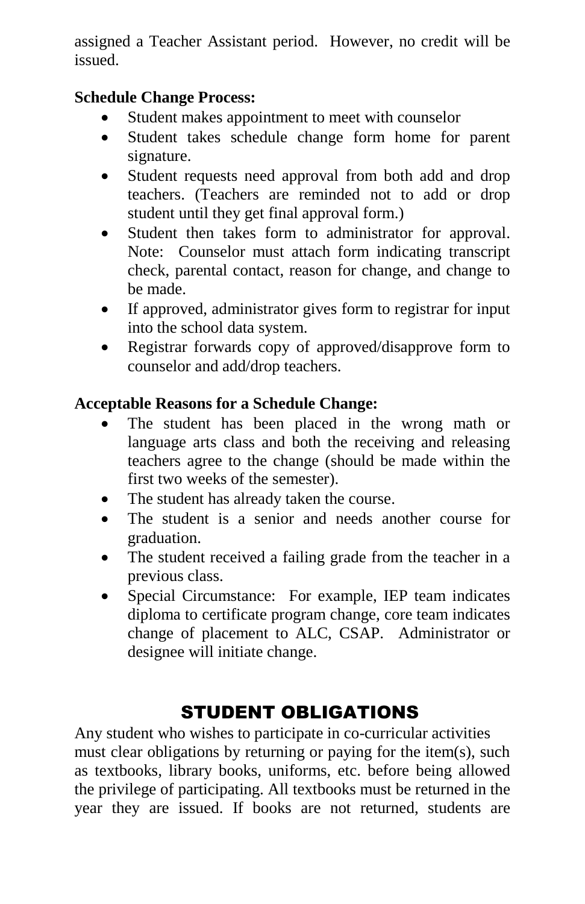assigned a Teacher Assistant period. However, no credit will be issued.

**Schedule Change Process:**

- Student makes appointment to meet with counselor
- Student takes schedule change form home for parent signature.
- Student requests need approval from both add and drop teachers. (Teachers are reminded not to add or drop student until they get final approval form.)
- Student then takes form to administrator for approval. Note: Counselor must attach form indicating transcript check, parental contact, reason for change, and change to be made.
- If approved, administrator gives form to registrar for input into the school data system.
- Registrar forwards copy of approved/disapprove form to counselor and add/drop teachers.

**Acceptable Reasons for a Schedule Change:**

- The student has been placed in the wrong math or language arts class and both the receiving and releasing teachers agree to the change (should be made within the first two weeks of the semester).
- The student has already taken the course.
- The student is a senior and needs another course for graduation.
- The student received a failing grade from the teacher in a previous class.
- Special Circumstance: For example, IEP team indicates diploma to certificate program change, core team indicates change of placement to ALC, CSAP. Administrator or designee will initiate change.

## STUDENT OBLIGATIONS

Any student who wishes to participate in co-curricular activities must clear obligations by returning or paying for the item(s), such as textbooks, library books, uniforms, etc. before being allowed the privilege of participating. All textbooks must be returned in the year they are issued. If books are not returned, students are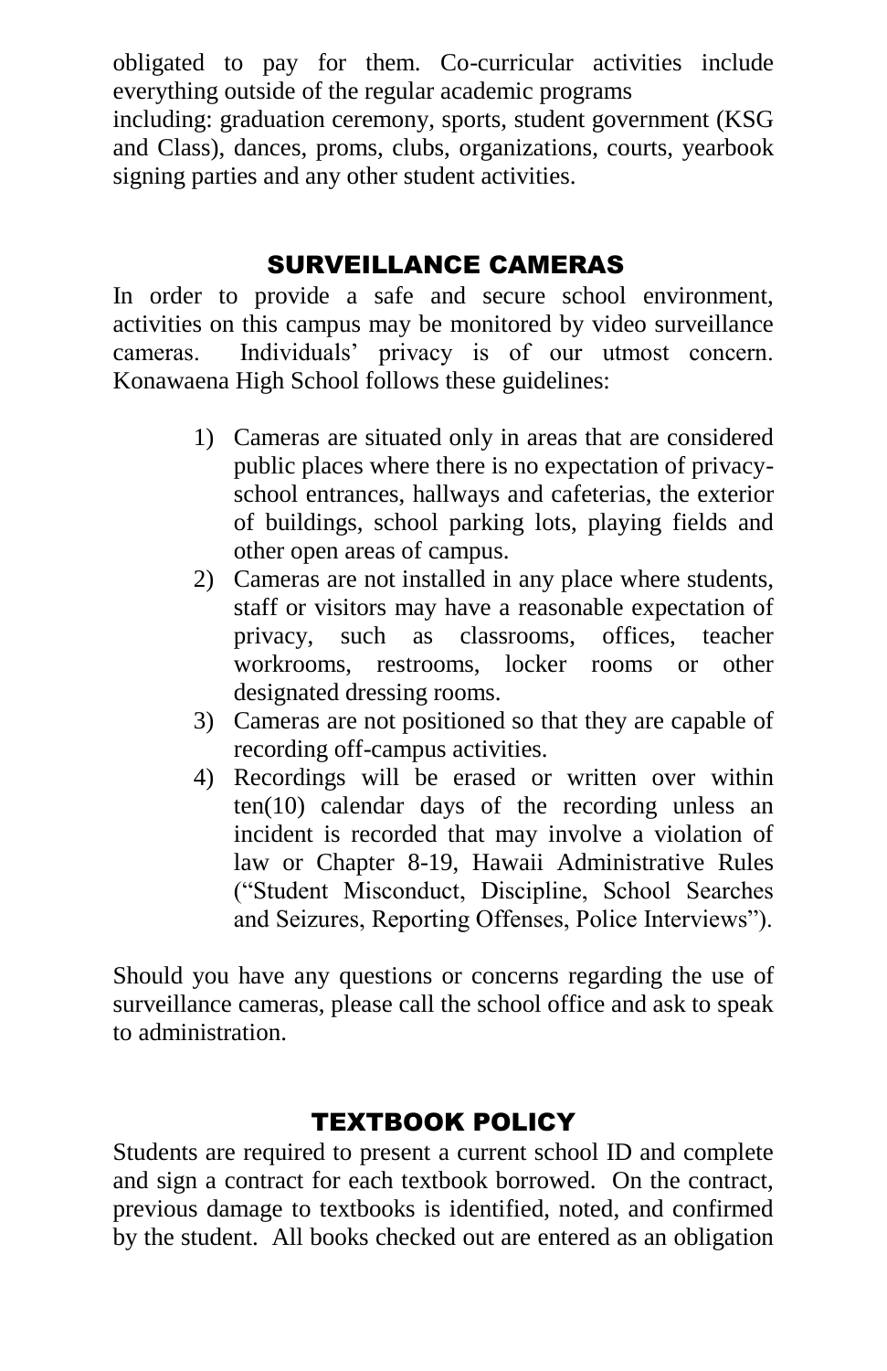obligated to pay for them. Co-curricular activities include everything outside of the regular academic programs
including: graduation ceremony, sports, student government (KSG and Class), dances, proms, clubs, organizations, courts, yearbook signing parties and any other student activities.

## SURVEILLANCE CAMERAS

In order to provide a safe and secure school environment, activities on this campus may be monitored by video surveillance cameras. Individuals' privacy is of our utmost concern. Konawaena High School follows these guidelines:

1) Cameras are situated only in areas that are considered public places where there is no expectation of privacy- school entrances, hallways and cafeterias, the exterior of buildings, school parking lots, playing fields and other open areas of campus.
2) Cameras are not installed in any place where students, staff or visitors may have a reasonable expectation of privacy, such as classrooms, offices, teacher workrooms, restrooms, locker rooms or other designated dressing rooms.
3) Cameras are not positioned so that they are capable of recording off-campus activities.
4) Recordings will be erased or written over within ten(10) calendar days of the recording unless an incident is recorded that may involve a violation of law or Chapter 8-19, Hawaii Administrative Rules ("Student Misconduct, Discipline, School Searches and Seizures, Reporting Offenses, Police Interviews").

Should you have any questions or concerns regarding the use of surveillance cameras, please call the school office and ask to speak to administration.

## TEXTBOOK POLICY

Students are required to present a current school ID and complete and sign a contract for each textbook borrowed. On the contract, previous damage to textbooks is identified, noted, and confirmed by the student. All books checked out are entered as an obligation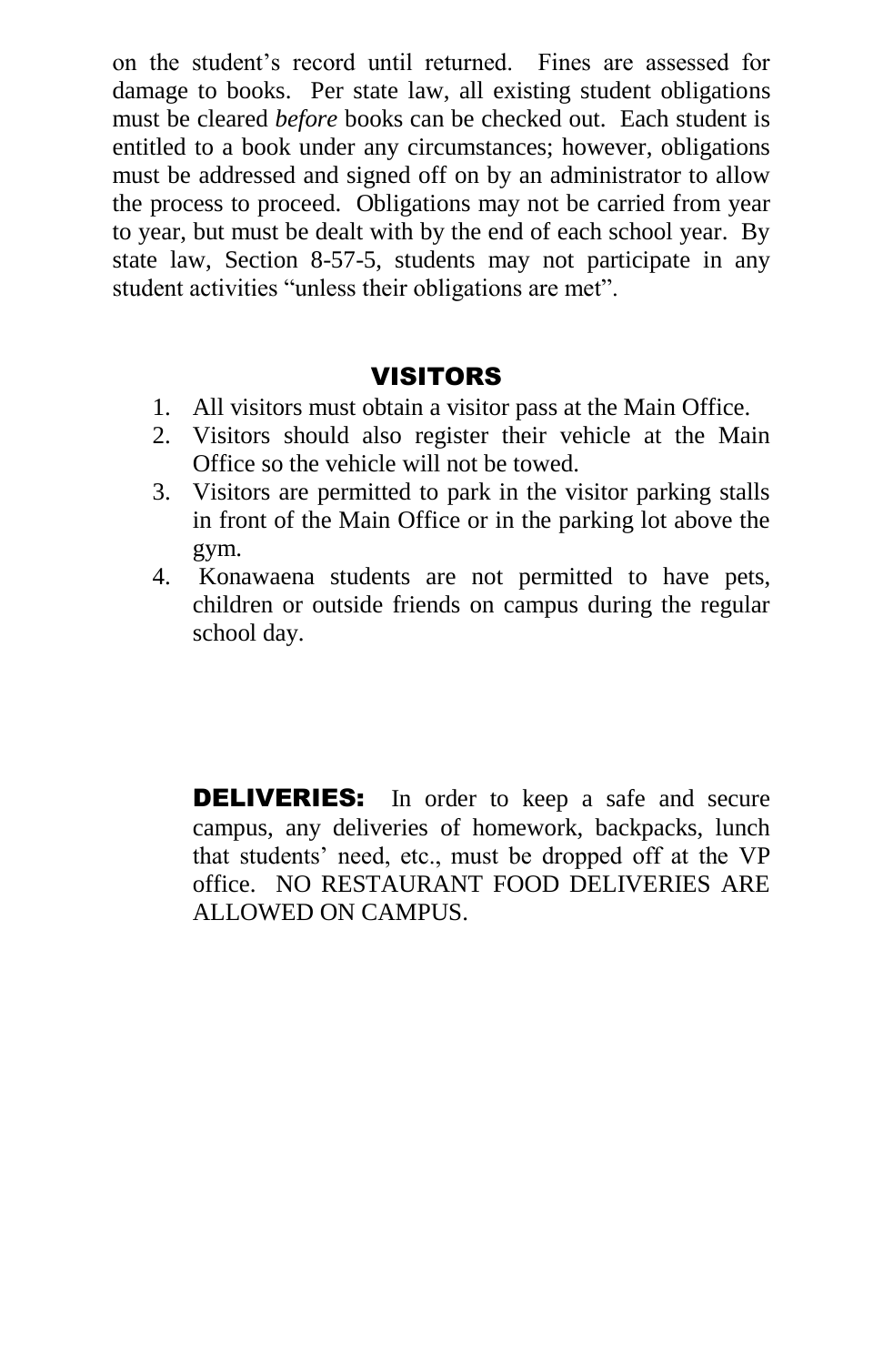on the student's record until returned. Fines are assessed for damage to books. Per state law, all existing student obligations must be cleared *before* books can be checked out. Each student is entitled to a book under any circumstances; however, obligations must be addressed and signed off on by an administrator to allow the process to proceed. Obligations may not be carried from year to year, but must be dealt with by the end of each school year. By state law, Section 8-57-5, students may not participate in any student activities "unless their obligations are met".

## VISITORS

1. All visitors must obtain a visitor pass at the Main Office.
2. Visitors should also register their vehicle at the Main Office so the vehicle will not be towed.
3. Visitors are permitted to park in the visitor parking stalls in front of the Main Office or in the parking lot above the gym.
4. Konawaena students are not permitted to have pets, children or outside friends on campus during the regular school day.

**DELIVERIES:** In order to keep a safe and secure campus, any deliveries of homework, backpacks, lunch that students' need, etc., must be dropped off at the VP office. NO RESTAURANT FOOD DELIVERIES ARE ALLOWED ON CAMPUS.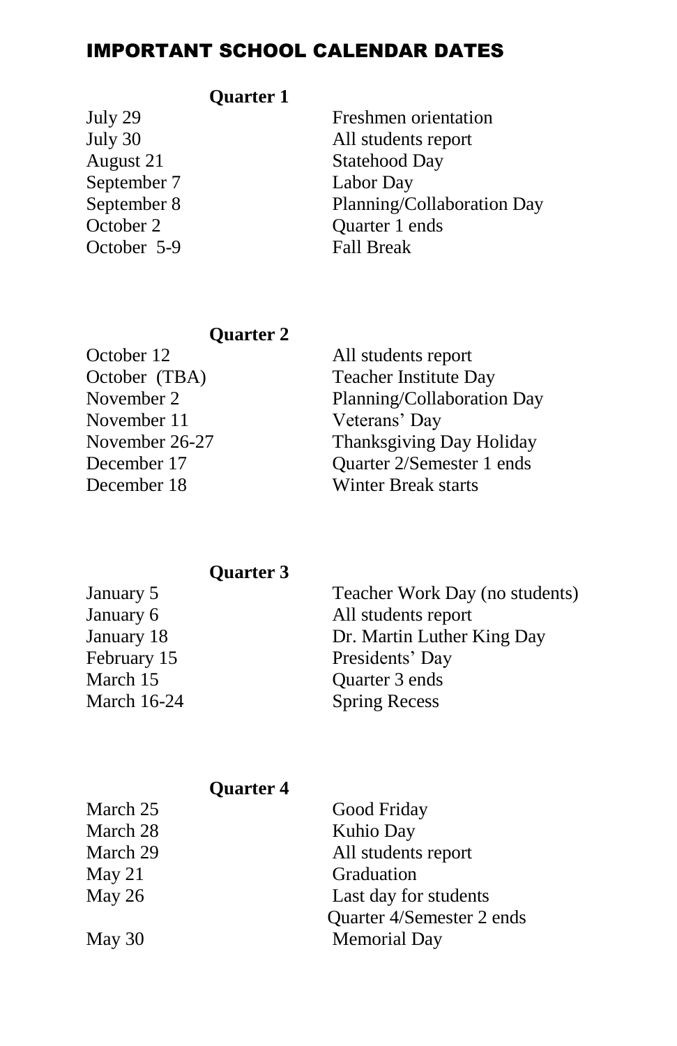# IMPORTANT SCHOOL CALENDAR DATES

### Quarter 1

| | |
|---|---|
| July 29 | Freshmen orientation |
| July 30 | All students report |
| August 21 | Statehood Day |
| September 7 | Labor Day |
| September 8 | Planning/Collaboration Day |
| October 2 | Quarter 1 ends |
| October 5-9 | Fall Break |

### Quarter 2

| | |
|---|---|
| October 12 | All students report |
| October (TBA) | Teacher Institute Day |
| November 2 | Planning/Collaboration Day |
| November 11 | Veterans' Day |
| November 26-27 | Thanksgiving Day Holiday |
| December 17 | Quarter 2/Semester 1 ends |
| December 18 | Winter Break starts |

### Quarter 3

| | |
|---|---|
| January 5 | Teacher Work Day (no students) |
| January 6 | All students report |
| January 18 | Dr. Martin Luther King Day |
| February 15 | Presidents' Day |
| March 15 | Quarter 3 ends |
| March 16-24 | Spring Recess |

### Quarter 4

| | |
|---|---|
| March 25 | Good Friday |
| March 28 | Kuhio Day |
| March 29 | All students report |
| May 21 | Graduation |
| May 26 | Last day for students<br>Quarter 4/Semester 2 ends |
| May 30 | Memorial Day |